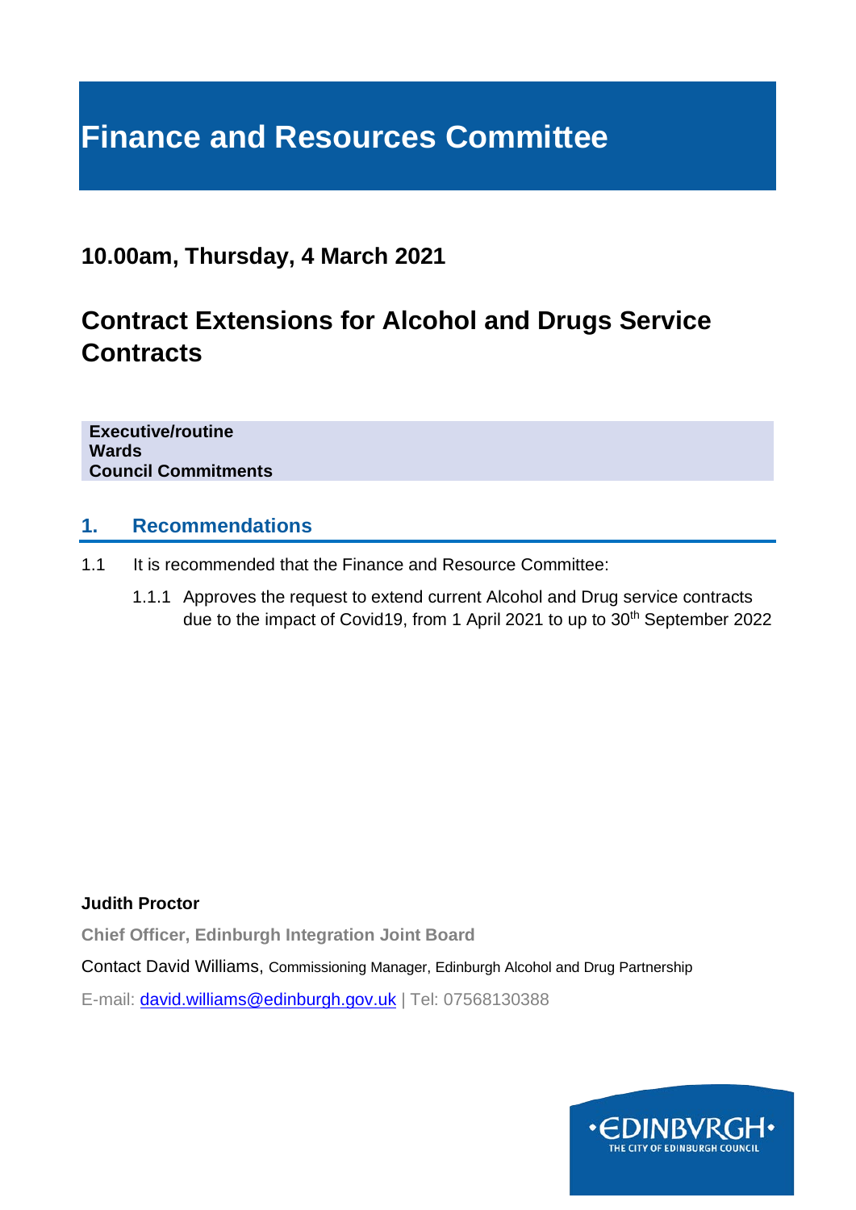# Finance and Resources Committee

## 10.00am, Thursday, 4 March 2021

## Contract Extensions for Alcohol and Drugs Service Contracts

**Executive/routine**
**Wards**
**Council Commitments**

## 1. Recommendations

1.1 It is recommended that the Finance and Resource Committee:

1.1.1 Approves the request to extend current Alcohol and Drug service contracts due to the impact of Covid19, from 1 April 2021 to up to 30th September 2022

**Judith Proctor**

**Chief Officer, Edinburgh Integration Joint Board**

Contact David Williams, Commissioning Manager, Edinburgh Alcohol and Drug Partnership

E-mail: david.williams@edinburgh.gov.uk | Tel: 07568130388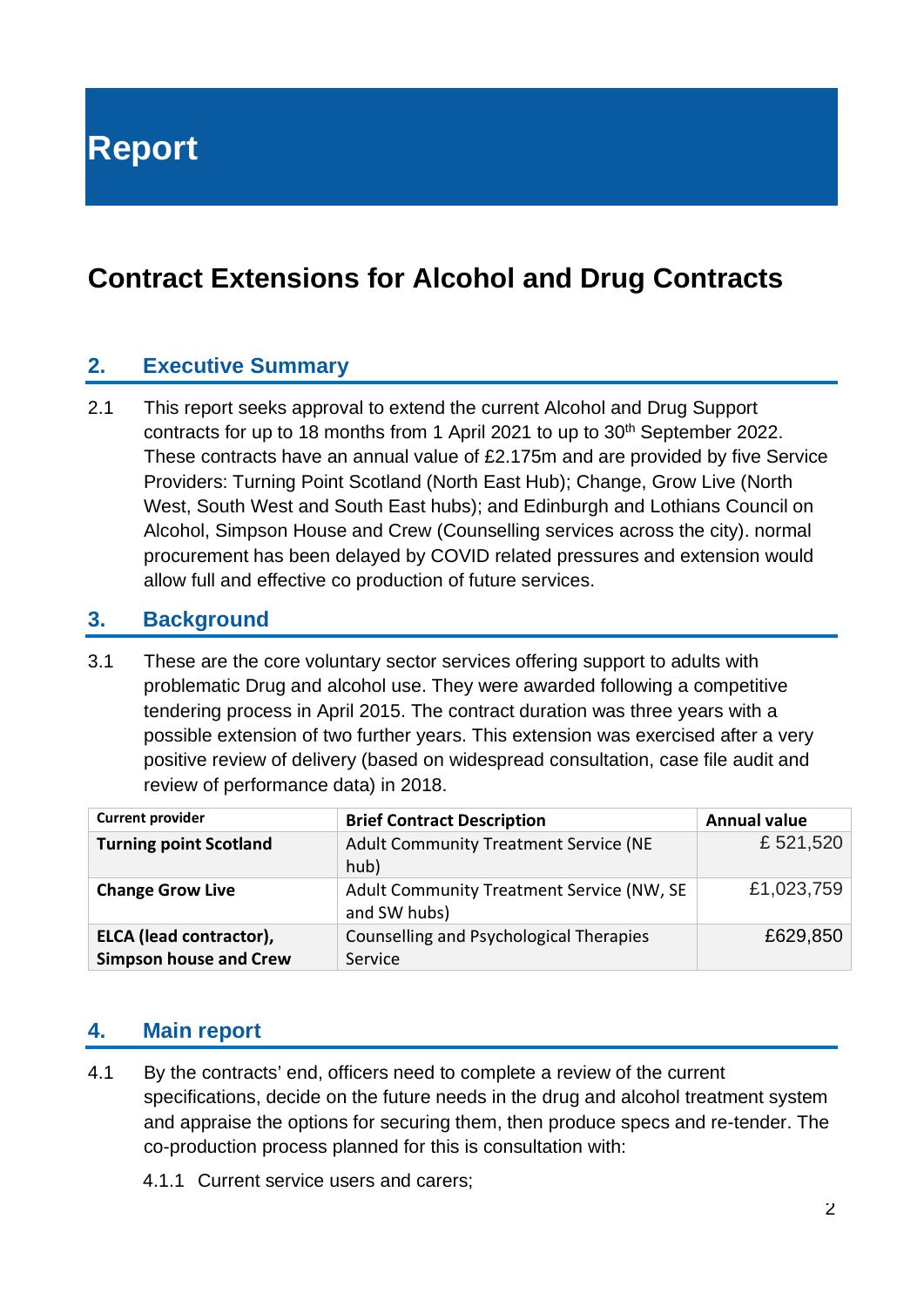# Report

## Contract Extensions for Alcohol and Drug Contracts

### 2. Executive Summary

2.1 This report seeks approval to extend the current Alcohol and Drug Support contracts for up to 18 months from 1 April 2021 to up to 30th September 2022. These contracts have an annual value of £2.175m and are provided by five Service Providers: Turning Point Scotland (North East Hub); Change, Grow Live (North West, South West and South East hubs); and Edinburgh and Lothians Council on Alcohol, Simpson House and Crew (Counselling services across the city). normal procurement has been delayed by COVID related pressures and extension would allow full and effective co production of future services.

### 3. Background

3.1 These are the core voluntary sector services offering support to adults with problematic Drug and alcohol use. They were awarded following a competitive tendering process in April 2015. The contract duration was three years with a possible extension of two further years. This extension was exercised after a very positive review of delivery (based on widespread consultation, case file audit and review of performance data) in 2018.

| Current provider | Brief Contract Description | Annual value |
|---|---|---|
| **Turning point Scotland** | Adult Community Treatment Service (NE hub) | £ 521,520 |
| **Change Grow Live** | Adult Community Treatment Service (NW, SE and SW hubs) | £1,023,759 |
| **ELCA (lead contractor), Simpson house and Crew** | Counselling and Psychological Therapies Service | £629,850 |

### 4. Main report

4.1 By the contracts' end, officers need to complete a review of the current specifications, decide on the future needs in the drug and alcohol treatment system and appraise the options for securing them, then produce specs and re-tender. The co-production process planned for this is consultation with:

4.1.1 Current service users and carers;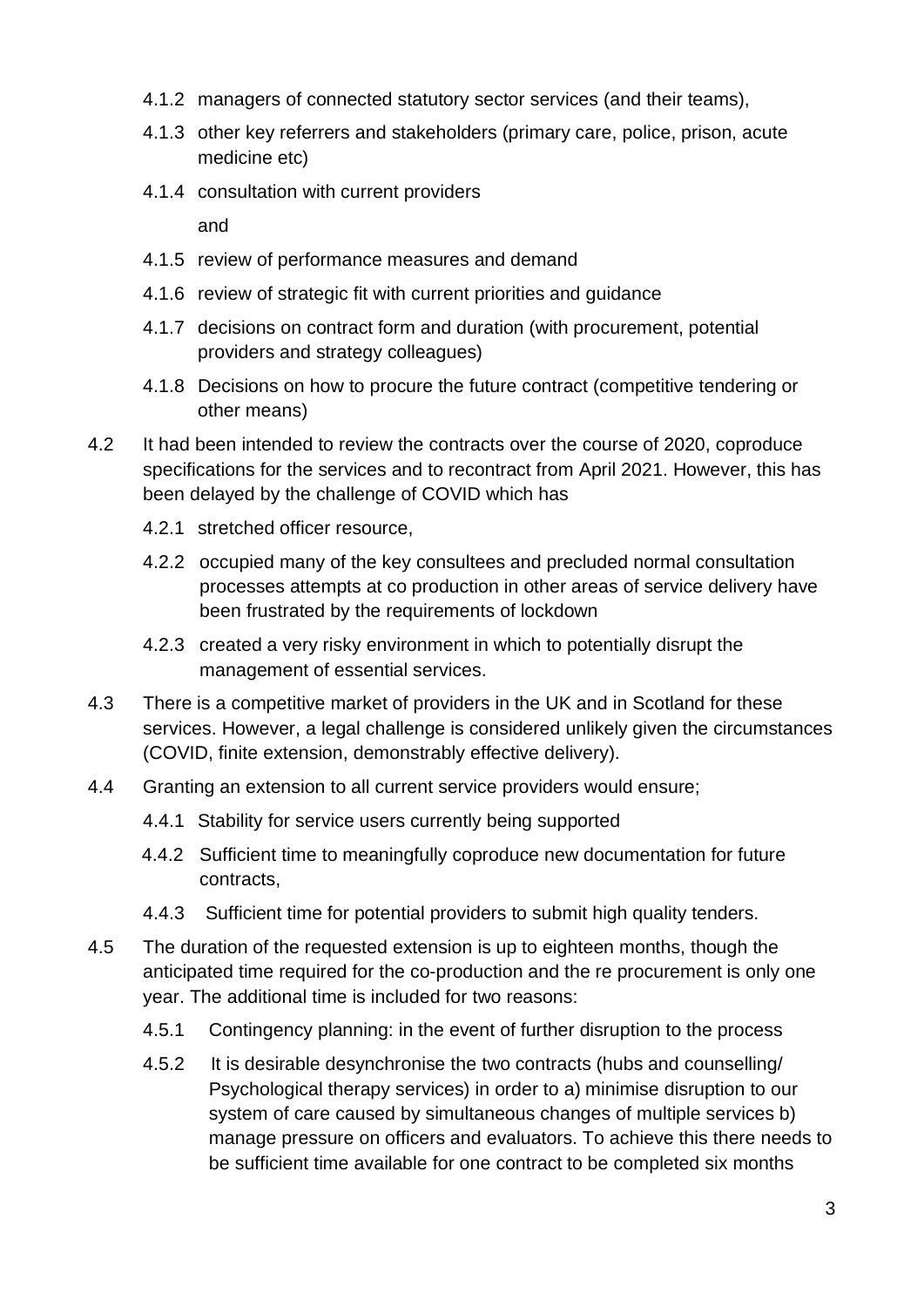4.1.2 managers of connected statutory sector services (and their teams),

4.1.3 other key referrers and stakeholders (primary care, police, prison, acute medicine etc)

4.1.4 consultation with current providers

and

4.1.5 review of performance measures and demand

4.1.6 review of strategic fit with current priorities and guidance

4.1.7 decisions on contract form and duration (with procurement, potential providers and strategy colleagues)

4.1.8 Decisions on how to procure the future contract (competitive tendering or other means)

4.2 It had been intended to review the contracts over the course of 2020, coproduce specifications for the services and to recontract from April 2021. However, this has been delayed by the challenge of COVID which has

4.2.1 stretched officer resource,

4.2.2 occupied many of the key consultees and precluded normal consultation processes attempts at co production in other areas of service delivery have been frustrated by the requirements of lockdown

4.2.3 created a very risky environment in which to potentially disrupt the management of essential services.

4.3 There is a competitive market of providers in the UK and in Scotland for these services. However, a legal challenge is considered unlikely given the circumstances (COVID, finite extension, demonstrably effective delivery).

4.4 Granting an extension to all current service providers would ensure;

4.4.1 Stability for service users currently being supported

4.4.2 Sufficient time to meaningfully coproduce new documentation for future contracts,

4.4.3 Sufficient time for potential providers to submit high quality tenders.

4.5 The duration of the requested extension is up to eighteen months, though the anticipated time required for the co-production and the re procurement is only one year. The additional time is included for two reasons:

4.5.1 Contingency planning: in the event of further disruption to the process

4.5.2 It is desirable desynchronise the two contracts (hubs and counselling/ Psychological therapy services) in order to a) minimise disruption to our system of care caused by simultaneous changes of multiple services b) manage pressure on officers and evaluators. To achieve this there needs to be sufficient time available for one contract to be completed six months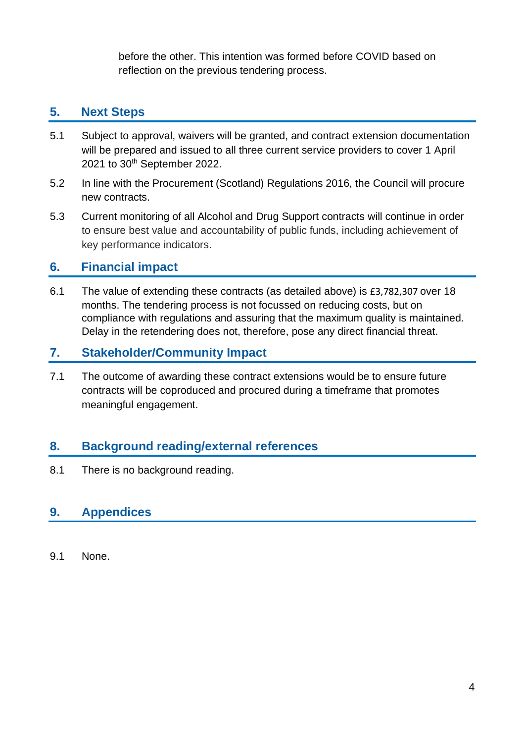before the other. This intention was formed before COVID based on reflection on the previous tendering process.

## 5. Next Steps

5.1 Subject to approval, waivers will be granted, and contract extension documentation will be prepared and issued to all three current service providers to cover 1 April 2021 to 30th September 2022.

5.2 In line with the Procurement (Scotland) Regulations 2016, the Council will procure new contracts.

5.3 Current monitoring of all Alcohol and Drug Support contracts will continue in order to ensure best value and accountability of public funds, including achievement of key performance indicators.

## 6. Financial impact

6.1 The value of extending these contracts (as detailed above) is £3,782,307 over 18 months. The tendering process is not focussed on reducing costs, but on compliance with regulations and assuring that the maximum quality is maintained. Delay in the retendering does not, therefore, pose any direct financial threat.

## 7. Stakeholder/Community Impact

7.1 The outcome of awarding these contract extensions would be to ensure future contracts will be coproduced and procured during a timeframe that promotes meaningful engagement.

## 8. Background reading/external references

8.1 There is no background reading.

## 9. Appendices

9.1 None.